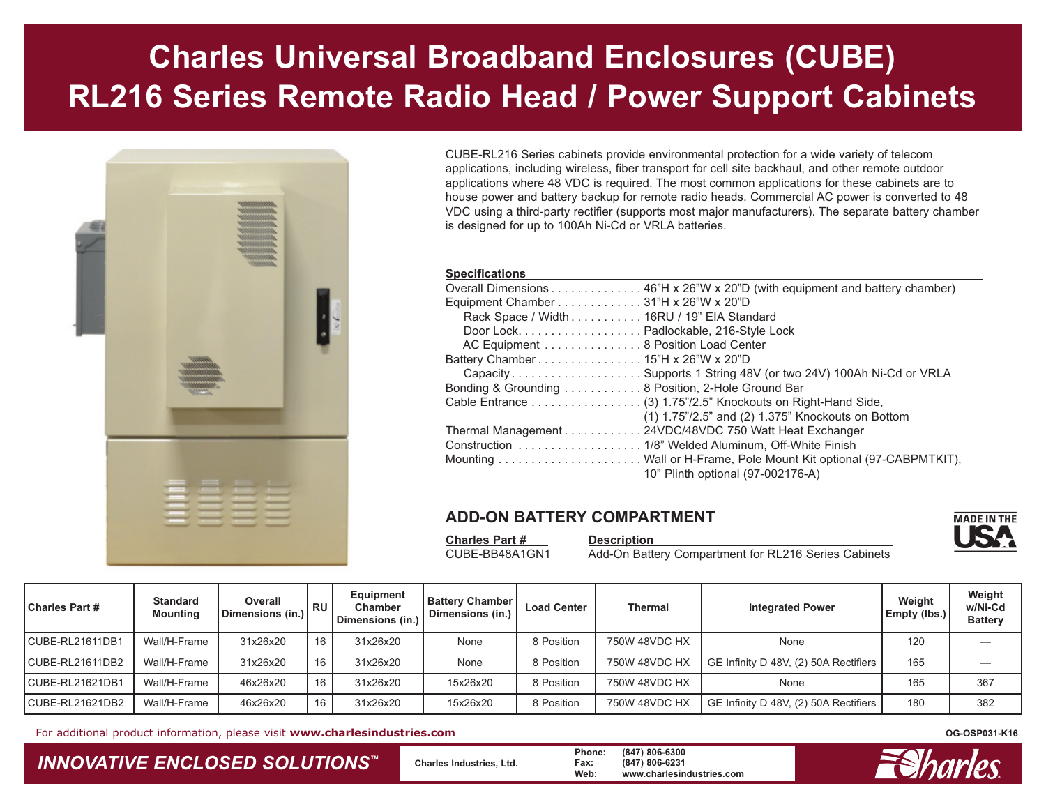# Charles Universal Broadband Enclosures (CUBE)
# RL216 Series Remote Radio Head / Power Support Cabinets

CUBE-RL216 Series cabinets provide environmental protection for a wide variety of telecom applications, including wireless, fiber transport for cell site backhaul, and other remote outdoor applications where 48 VDC is required. The most common applications for these cabinets are to house power and battery backup for remote radio heads. Commercial AC power is converted to 48 VDC using a third-party rectifier (supports most major manufacturers). The separate battery chamber is designed for up to 100Ah Ni-Cd or VRLA batteries.

**Specifications**

- Overall Dimensions . . . . . . . . . . . . . . 46"H x 26"W x 20"D (with equipment and battery chamber)
- Equipment Chamber . . . . . . . . . . . . . 31"H x 26"W x 20"D
  - Rack Space / Width . . . . . . . . . . . 16RU / 19" EIA Standard
  - Door Lock. . . . . . . . . . . . . . . . . . . Padlockable, 216-Style Lock
  - AC Equipment . . . . . . . . . . . . . . . 8 Position Load Center
- Battery Chamber . . . . . . . . . . . . . . . . 15"H x 26"W x 20"D
  - Capacity . . . . . . . . . . . . . . . . . . . . Supports 1 String 48V (or two 24V) 100Ah Ni-Cd or VRLA
- Bonding & Grounding . . . . . . . . . . . . 8 Position, 2-Hole Ground Bar
- Cable Entrance . . . . . . . . . . . . . . . . . (3) 1.75"/2.5" Knockouts on Right-Hand Side, (1) 1.75"/2.5" and (2) 1.375" Knockouts on Bottom
- Thermal Management . . . . . . . . . . . . 24VDC/48VDC 750 Watt Heat Exchanger
- Construction . . . . . . . . . . . . . . . . . . . 1/8" Welded Aluminum, Off-White Finish
- Mounting . . . . . . . . . . . . . . . . . . . . . . Wall or H-Frame, Pole Mount Kit optional (97-CABPMTKIT), 10" Plinth optional (97-002176-A)

## ADD-ON BATTERY COMPARTMENT

| Charles Part # | Description |
|---|---|
| CUBE-BB48A1GN1 | Add-On Battery Compartment for RL216 Series Cabinets |

MADE IN THE USA

| Charles Part # | Standard Mounting | Overall Dimensions (in.) | RU | Equipment Chamber Dimensions (in.) | Battery Chamber Dimensions (in.) | Load Center | Thermal | Integrated Power | Weight Empty (lbs.) | Weight w/Ni-Cd Battery |
|---|---|---|---|---|---|---|---|---|---|---|
| CUBE-RL21611DB1 | Wall/H-Frame | 31x26x20 | 16 | 31x26x20 | None | 8 Position | 750W 48VDC HX | None | 120 | — |
| CUBE-RL21611DB2 | Wall/H-Frame | 31x26x20 | 16 | 31x26x20 | None | 8 Position | 750W 48VDC HX | GE Infinity D 48V, (2) 50A Rectifiers | 165 | — |
| CUBE-RL21621DB1 | Wall/H-Frame | 46x26x20 | 16 | 31x26x20 | 15x26x20 | 8 Position | 750W 48VDC HX | None | 165 | 367 |
| CUBE-RL21621DB2 | Wall/H-Frame | 46x26x20 | 16 | 31x26x20 | 15x26x20 | 8 Position | 750W 48VDC HX | GE Infinity D 48V, (2) 50A Rectifiers | 180 | 382 |

For additional product information, please visit **www.charlesindustries.com**

OG-OSP031-K16

*INNOVATIVE ENCLOSED SOLUTIONS™*

Charles Industries, Ltd.
Phone: (847) 806-6300
Fax: (847) 806-6231
Web: www.charlesindustries.com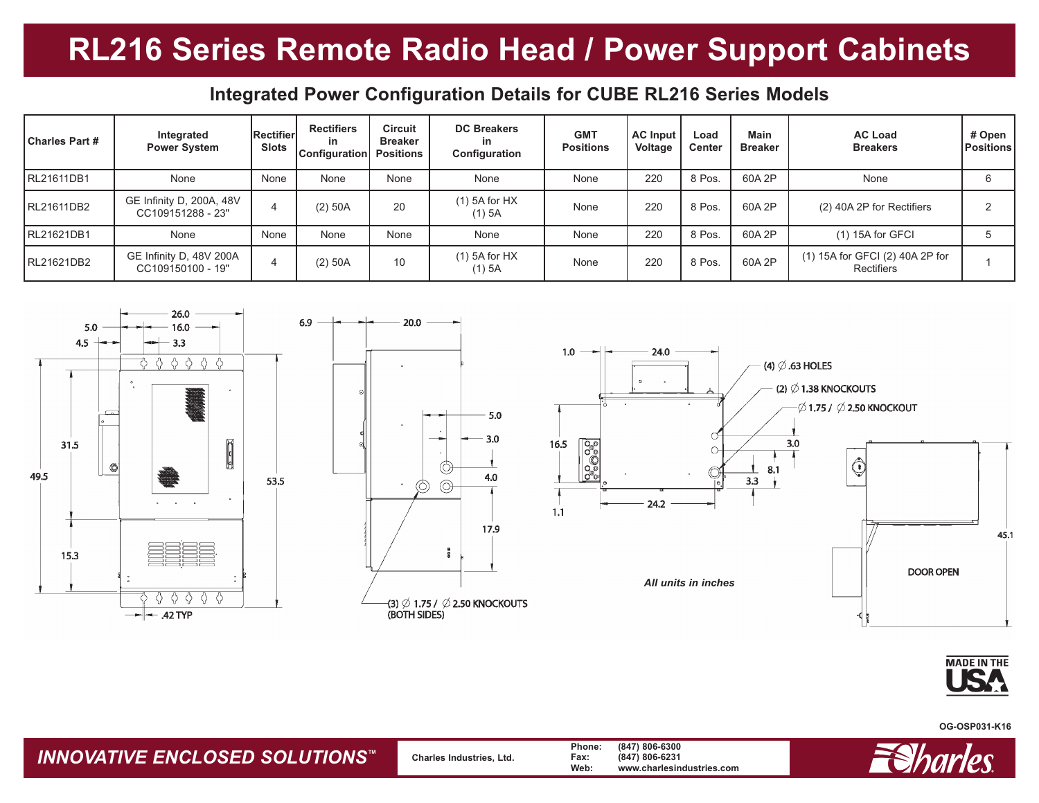# RL216 Series Remote Radio Head / Power Support Cabinets

## Integrated Power Configuration Details for CUBE RL216 Series Models

| Charles Part # | Integrated Power System | Rectifier Slots | Rectifiers in Configuration | Circuit Breaker Positions | DC Breakers in Configuration | GMT Positions | AC Input Voltage | Load Center | Main Breaker | AC Load Breakers | # Open Positions |
|---|---|---|---|---|---|---|---|---|---|---|---|
| RL21611DB1 | None | None | None | None | None | None | 220 | 8 Pos. | 60A 2P | None | 6 |
| RL21611DB2 | GE Infinity D, 200A, 48V CC109151288 - 23" | 4 | (2) 50A | 20 | (1) 5A for HX (1) 5A | None | 220 | 8 Pos. | 60A 2P | (2) 40A 2P for Rectifiers | 2 |
| RL21621DB1 | None | None | None | None | None | None | 220 | 8 Pos. | 60A 2P | (1) 15A for GFCI | 5 |
| RL21621DB2 | GE Infinity D, 48V 200A CC109150100 - 19" | 4 | (2) 50A | 10 | (1) 5A for HX (1) 5A | None | 220 | 8 Pos. | 60A 2P | (1) 15A for GFCI (2) 40A 2P for Rectifiers | 1 |

26.0
5.0
16.0
4.5
3.3
31.5
49.5
53.5
15.3
.42 TYP

6.9
20.0
5.0
3.0
4.0
17.9
(3) Ø 1.75 / Ø 2.50 KNOCKOUTS (BOTH SIDES)

1.0
24.0
(4) Ø .63 HOLES
(2) Ø 1.38 KNOCKOUTS
Ø 1.75 / Ø 2.50 KNOCKOUT
16.5
3.0
8.1
3.3
1.1
24.2

45.1
DOOR OPEN

*All units in inches*

MADE IN THE USA

OG-OSP031-K16

*INNOVATIVE ENCLOSED SOLUTIONS™*

Charles Industries, Ltd.

Phone: (847) 806-6300
Fax: (847) 806-6231
Web: www.charlesindustries.com

Charles